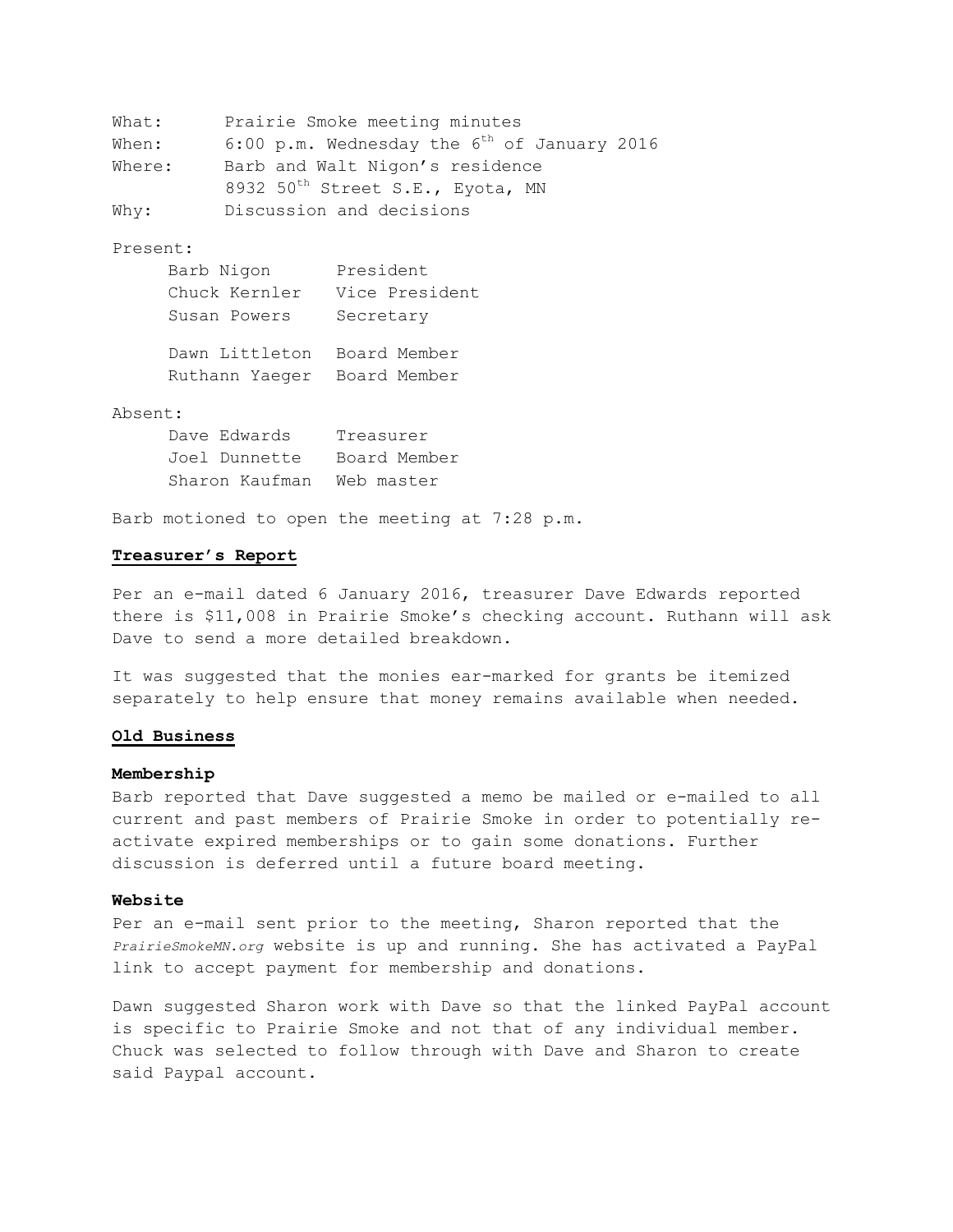What: Prairie Smoke meeting minutes

When: 6:00 p.m. Wednesday the 6th of January 2016

Where: Barb and Walt Nigon's residence
8932 50th Street S.E., Eyota, MN

Why: Discussion and decisions

Present:

| | |
|---|---|
| Barb Nigon | President |
| Chuck Kernler | Vice President |
| Susan Powers | Secretary |
| Dawn Littleton | Board Member |
| Ruthann Yaeger | Board Member |

Absent:

| | |
|---|---|
| Dave Edwards | Treasurer |
| Joel Dunnette | Board Member |
| Sharon Kaufman | Web master |

Barb motioned to open the meeting at 7:28 p.m.

## Treasurer's Report

Per an e-mail dated 6 January 2016, treasurer Dave Edwards reported there is $11,008 in Prairie Smoke's checking account. Ruthann will ask Dave to send a more detailed breakdown.

It was suggested that the monies ear-marked for grants be itemized separately to help ensure that money remains available when needed.

## Old Business

### Membership

Barb reported that Dave suggested a memo be mailed or e-mailed to all current and past members of Prairie Smoke in order to potentially re-activate expired memberships or to gain some donations. Further discussion is deferred until a future board meeting.

### Website

Per an e-mail sent prior to the meeting, Sharon reported that the *PrairieSmokeMN.org* website is up and running. She has activated a PayPal link to accept payment for membership and donations.

Dawn suggested Sharon work with Dave so that the linked PayPal account is specific to Prairie Smoke and not that of any individual member. Chuck was selected to follow through with Dave and Sharon to create said Paypal account.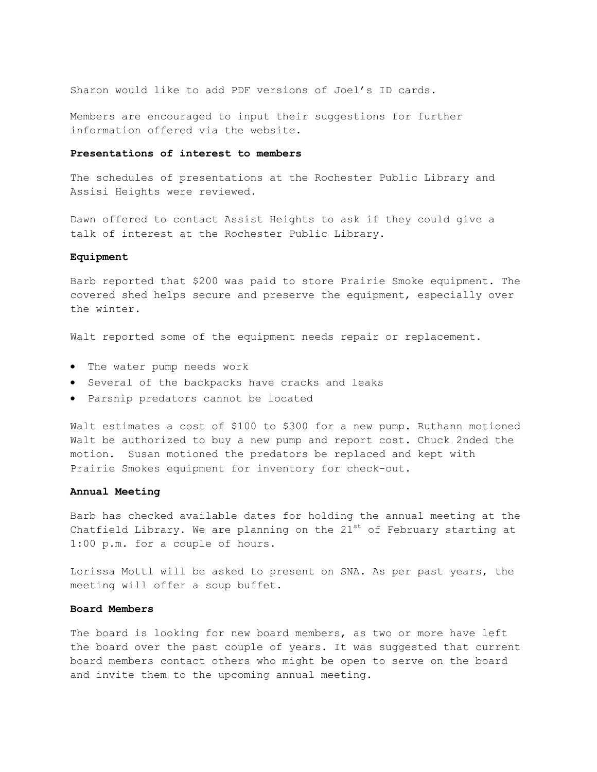Sharon would like to add PDF versions of Joel's ID cards.

Members are encouraged to input their suggestions for further information offered via the website.

**Presentations of interest to members**

The schedules of presentations at the Rochester Public Library and Assisi Heights were reviewed.

Dawn offered to contact Assist Heights to ask if they could give a talk of interest at the Rochester Public Library.

**Equipment**

Barb reported that $200 was paid to store Prairie Smoke equipment. The covered shed helps secure and preserve the equipment, especially over the winter.

Walt reported some of the equipment needs repair or replacement.

- The water pump needs work
- Several of the backpacks have cracks and leaks
- Parsnip predators cannot be located

Walt estimates a cost of $100 to $300 for a new pump. Ruthann motioned Walt be authorized to buy a new pump and report cost. Chuck 2nded the motion. Susan motioned the predators be replaced and kept with Prairie Smokes equipment for inventory for check-out.

**Annual Meeting**

Barb has checked available dates for holding the annual meeting at the Chatfield Library. We are planning on the 21st of February starting at 1:00 p.m. for a couple of hours.

Lorissa Mottl will be asked to present on SNA. As per past years, the meeting will offer a soup buffet.

**Board Members**

The board is looking for new board members, as two or more have left the board over the past couple of years. It was suggested that current board members contact others who might be open to serve on the board and invite them to the upcoming annual meeting.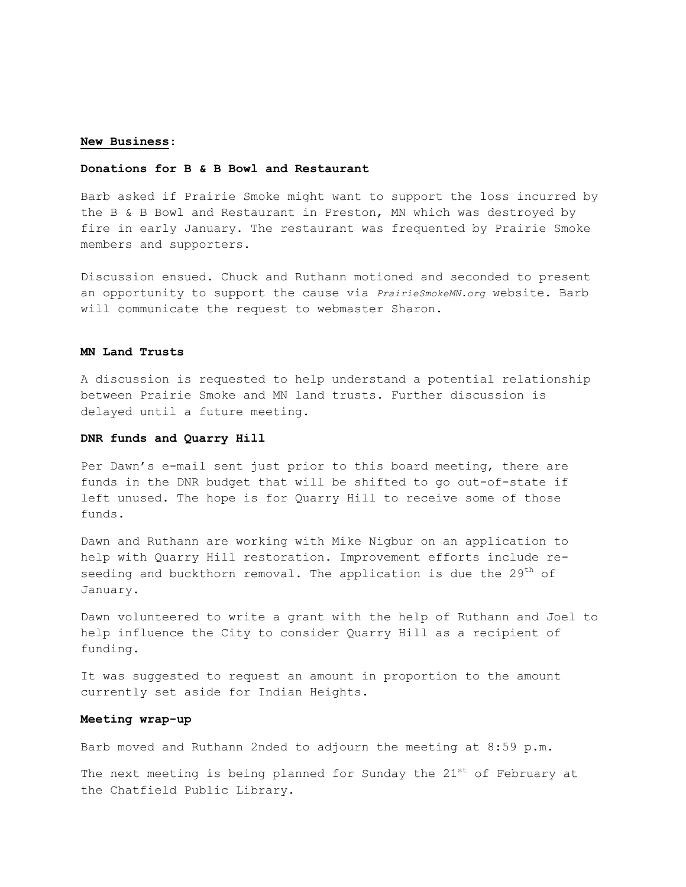**New Business**:

**Donations for B & B Bowl and Restaurant**

Barb asked if Prairie Smoke might want to support the loss incurred by the B & B Bowl and Restaurant in Preston, MN which was destroyed by fire in early January. The restaurant was frequented by Prairie Smoke members and supporters.

Discussion ensued. Chuck and Ruthann motioned and seconded to present an opportunity to support the cause via *PrairieSmokeMN.org* website. Barb will communicate the request to webmaster Sharon.

**MN Land Trusts**

A discussion is requested to help understand a potential relationship between Prairie Smoke and MN land trusts. Further discussion is delayed until a future meeting.

**DNR funds and Quarry Hill**

Per Dawn's e-mail sent just prior to this board meeting, there are funds in the DNR budget that will be shifted to go out-of-state if left unused. The hope is for Quarry Hill to receive some of those funds.

Dawn and Ruthann are working with Mike Nigbur on an application to help with Quarry Hill restoration. Improvement efforts include re-seeding and buckthorn removal. The application is due the 29th of January.

Dawn volunteered to write a grant with the help of Ruthann and Joel to help influence the City to consider Quarry Hill as a recipient of funding.

It was suggested to request an amount in proportion to the amount currently set aside for Indian Heights.

**Meeting wrap-up**

Barb moved and Ruthann 2nded to adjourn the meeting at 8:59 p.m.

The next meeting is being planned for Sunday the 21st of February at the Chatfield Public Library.